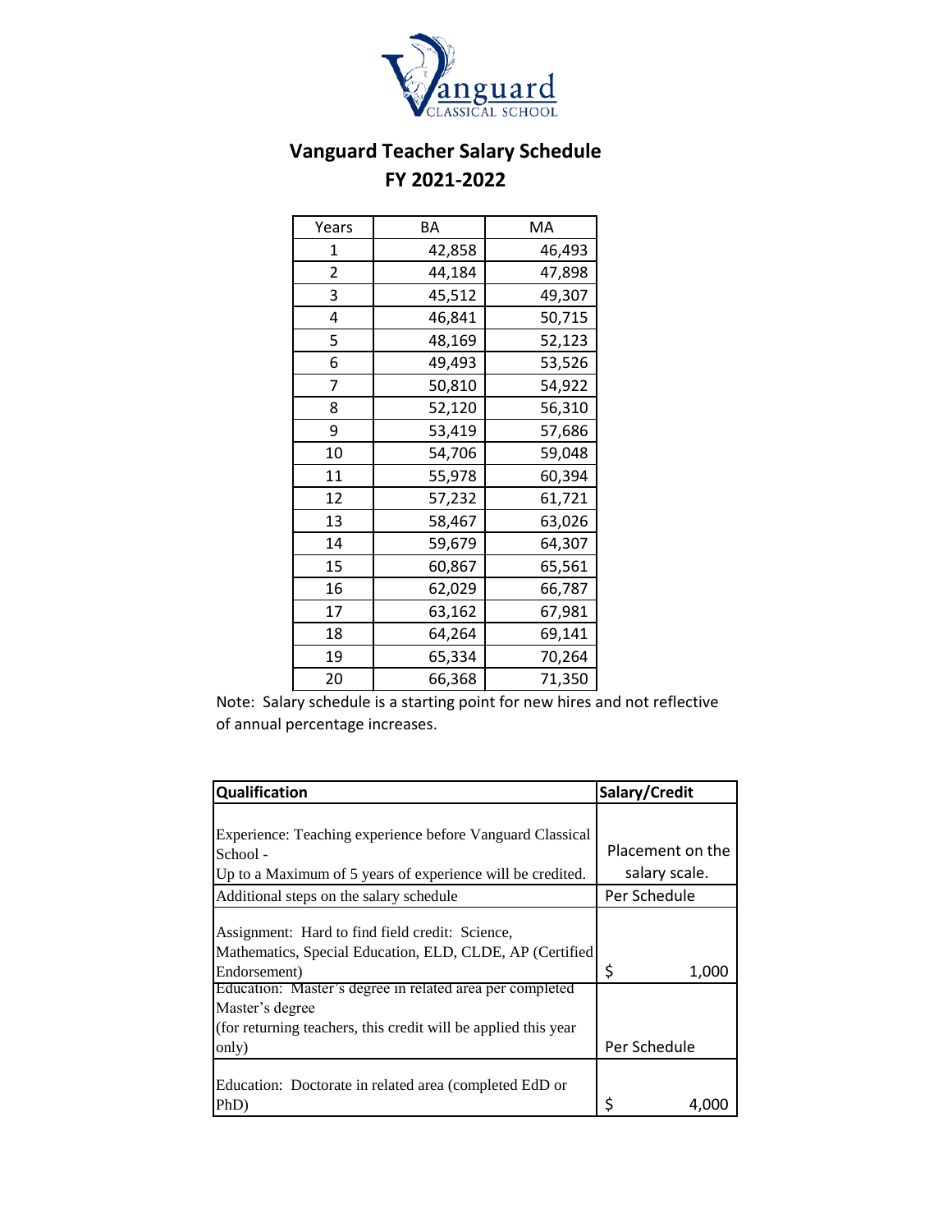# Vanguard Teacher Salary Schedule
## FY 2021-2022

| Years | BA | MA |
|---|---|---|
| 1 | 42,858 | 46,493 |
| 2 | 44,184 | 47,898 |
| 3 | 45,512 | 49,307 |
| 4 | 46,841 | 50,715 |
| 5 | 48,169 | 52,123 |
| 6 | 49,493 | 53,526 |
| 7 | 50,810 | 54,922 |
| 8 | 52,120 | 56,310 |
| 9 | 53,419 | 57,686 |
| 10 | 54,706 | 59,048 |
| 11 | 55,978 | 60,394 |
| 12 | 57,232 | 61,721 |
| 13 | 58,467 | 63,026 |
| 14 | 59,679 | 64,307 |
| 15 | 60,867 | 65,561 |
| 16 | 62,029 | 66,787 |
| 17 | 63,162 | 67,981 |
| 18 | 64,264 | 69,141 |
| 19 | 65,334 | 70,264 |
| 20 | 66,368 | 71,350 |

Note: Salary schedule is a starting point for new hires and not reflective of annual percentage increases.

| **Qualification** | **Salary/Credit** |
|---|---|
| Experience: Teaching experience before Vanguard Classical School - Up to a Maximum of 5 years of experience will be credited. | Placement on the salary scale. |
| Additional steps on the salary schedule | Per Schedule |
| Assignment: Hard to find field credit: Science, Mathematics, Special Education, ELD, CLDE, AP (Certified Endorsement) | $ 1,000 |
| Education: Master's degree in related area per completed Master's degree (for returning teachers, this credit will be applied this year only) | Per Schedule |
| Education: Doctorate in related area (completed EdD or PhD) | $ 4,000 |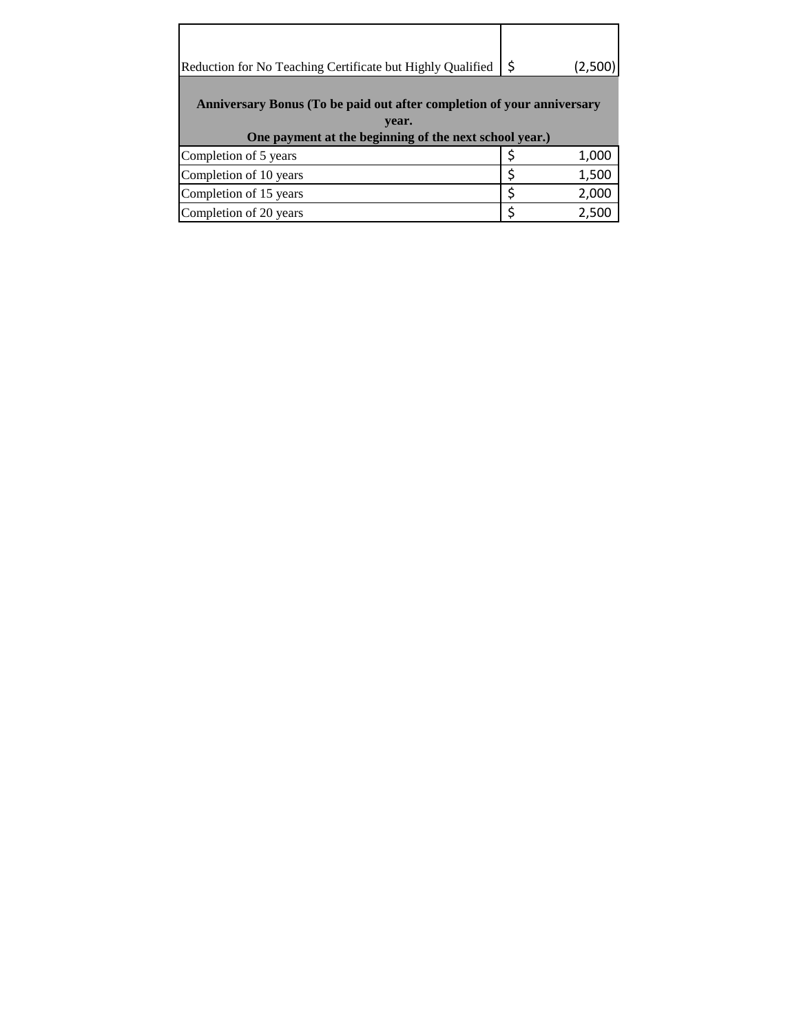| | |
|---|---|
| Reduction for No Teaching Certificate but Highly Qualified | $ (2,500) |
| **Anniversary Bonus (To be paid out after completion of your anniversary year. One payment at the beginning of the next school year.)** | |
| Completion of 5 years | $ 1,000 |
| Completion of 10 years | $ 1,500 |
| Completion of 15 years | $ 2,000 |
| Completion of 20 years | $ 2,500 |